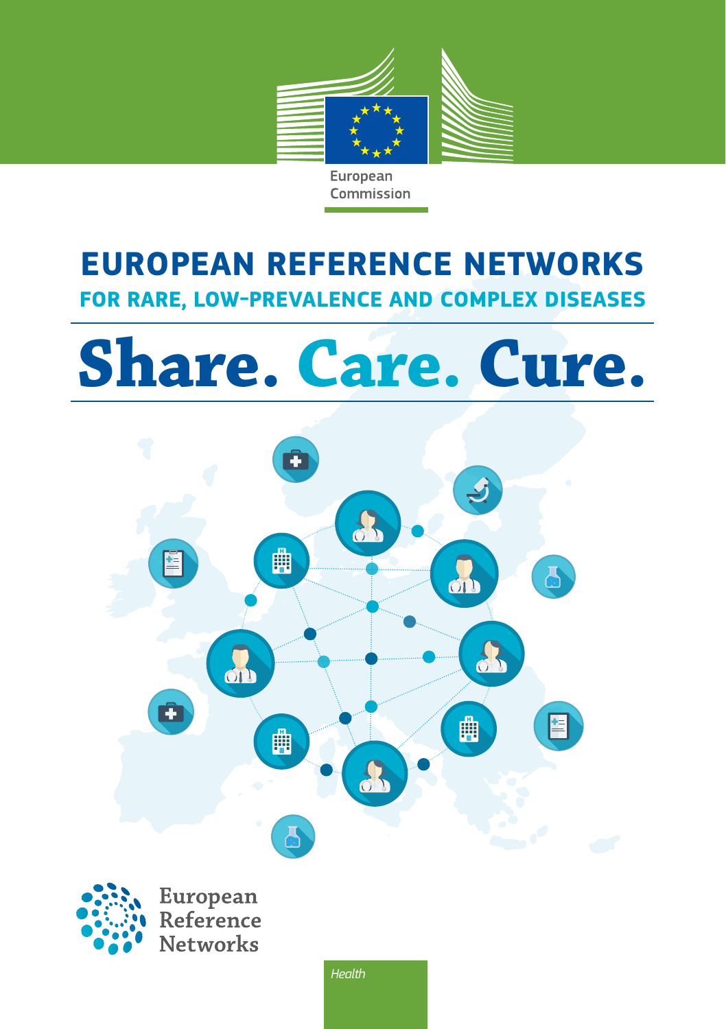European Commission

# EUROPEAN REFERENCE NETWORKS

## FOR RARE, LOW-PREVALENCE AND COMPLEX DISEASES

# Share. Care. Cure.

European Reference Networks

*Health*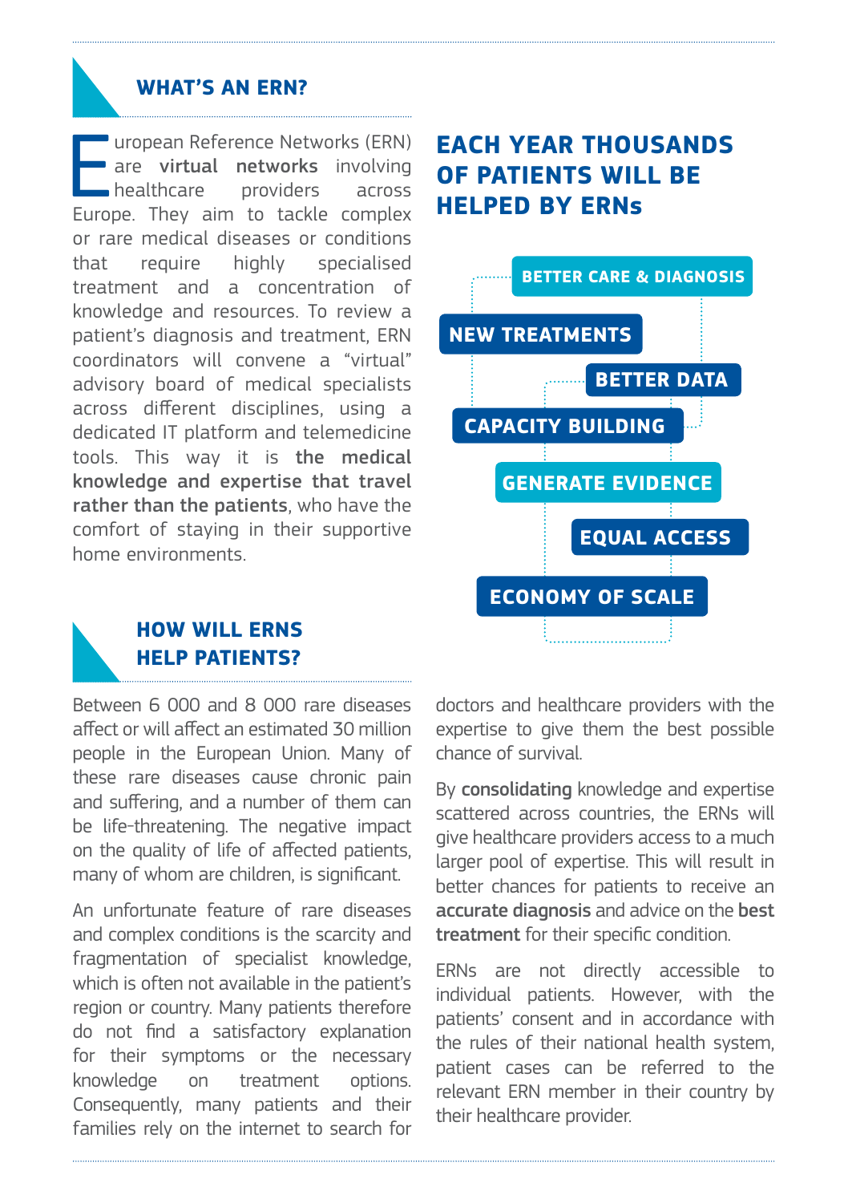## WHAT'S AN ERN?

European Reference Networks (ERN) are **virtual networks** involving healthcare providers across Europe. They aim to tackle complex or rare medical diseases or conditions that require highly specialised treatment and a concentration of knowledge and resources. To review a patient's diagnosis and treatment, ERN coordinators will convene a "virtual" advisory board of medical specialists across different disciplines, using a dedicated IT platform and telemedicine tools. This way it is **the medical knowledge and expertise that travel rather than the patients**, who have the comfort of staying in their supportive home environments.

## EACH YEAR THOUSANDS OF PATIENTS WILL BE HELPED BY ERNs

- BETTER CARE & DIAGNOSIS
- NEW TREATMENTS
- BETTER DATA
- CAPACITY BUILDING
- GENERATE EVIDENCE
- EQUAL ACCESS
- ECONOMY OF SCALE

## HOW WILL ERNS HELP PATIENTS?

Between 6 000 and 8 000 rare diseases affect or will affect an estimated 30 million people in the European Union. Many of these rare diseases cause chronic pain and suffering, and a number of them can be life-threatening. The negative impact on the quality of life of affected patients, many of whom are children, is significant.

An unfortunate feature of rare diseases and complex conditions is the scarcity and fragmentation of specialist knowledge, which is often not available in the patient's region or country. Many patients therefore do not find a satisfactory explanation for their symptoms or the necessary knowledge on treatment options. Consequently, many patients and their families rely on the internet to search for doctors and healthcare providers with the expertise to give them the best possible chance of survival.

By **consolidating** knowledge and expertise scattered across countries, the ERNs will give healthcare providers access to a much larger pool of expertise. This will result in better chances for patients to receive an **accurate diagnosis** and advice on the **best treatment** for their specific condition.

ERNs are not directly accessible to individual patients. However, with the patients' consent and in accordance with the rules of their national health system, patient cases can be referred to the relevant ERN member in their country by their healthcare provider.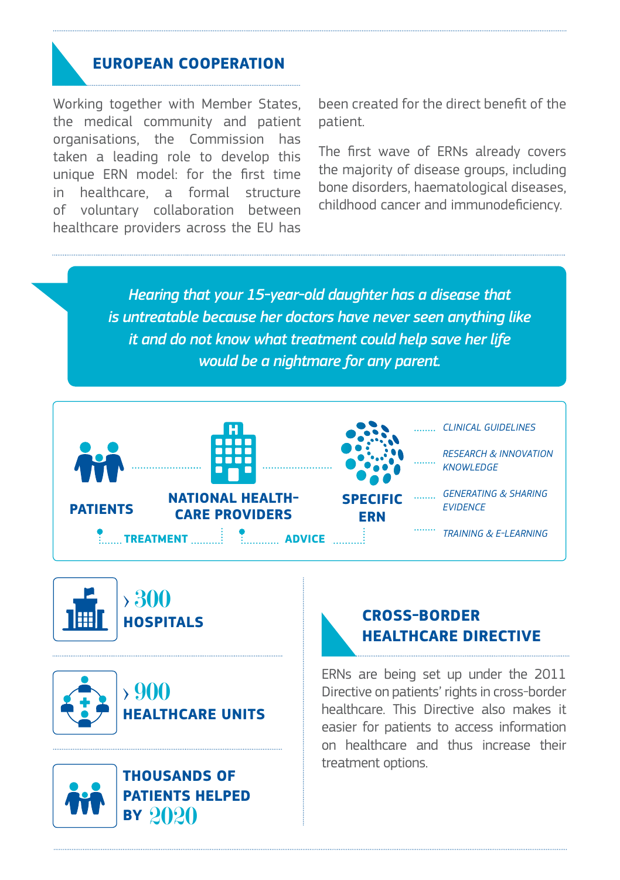## EUROPEAN COOPERATION

Working together with Member States, the medical community and patient organisations, the Commission has taken a leading role to develop this unique ERN model: for the first time in healthcare, a formal structure of voluntary collaboration between healthcare providers across the EU has been created for the direct benefit of the patient.

The first wave of ERNs already covers the majority of disease groups, including bone disorders, haematological diseases, childhood cancer and immunodeficiency.

> *Hearing that your 15-year-old daughter has a disease that is untreatable because her doctors have never seen anything like it and do not know what treatment could help save her life would be a nightmare for any parent.*

**PATIENTS** — **TREATMENT** — **NATIONAL HEALTH-CARE PROVIDERS** — **ADVICE** — **SPECIFIC ERN**

- *CLINICAL GUIDELINES*
- *RESEARCH & INNOVATION KNOWLEDGE*
- *GENERATING & SHARING EVIDENCE*
- *TRAINING & E-LEARNING*

**› 300 HOSPITALS**

**› 900 HEALTHCARE UNITS**

**THOUSANDS OF PATIENTS HELPED BY 2020**

## CROSS-BORDER HEALTHCARE DIRECTIVE

ERNs are being set up under the 2011 Directive on patients' rights in cross-border healthcare. This Directive also makes it easier for patients to access information on healthcare and thus increase their treatment options.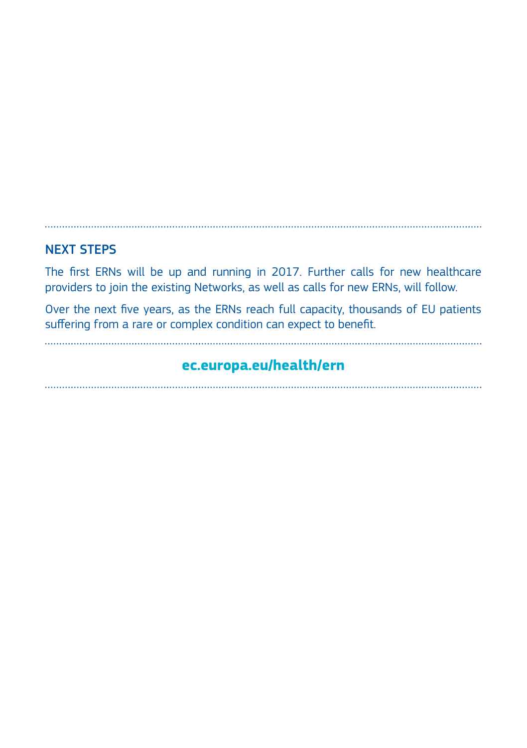## NEXT STEPS

The first ERNs will be up and running in 2017. Further calls for new healthcare providers to join the existing Networks, as well as calls for new ERNs, will follow.

Over the next five years, as the ERNs reach full capacity, thousands of EU patients suffering from a rare or complex condition can expect to benefit.

**ec.europa.eu/health/ern**